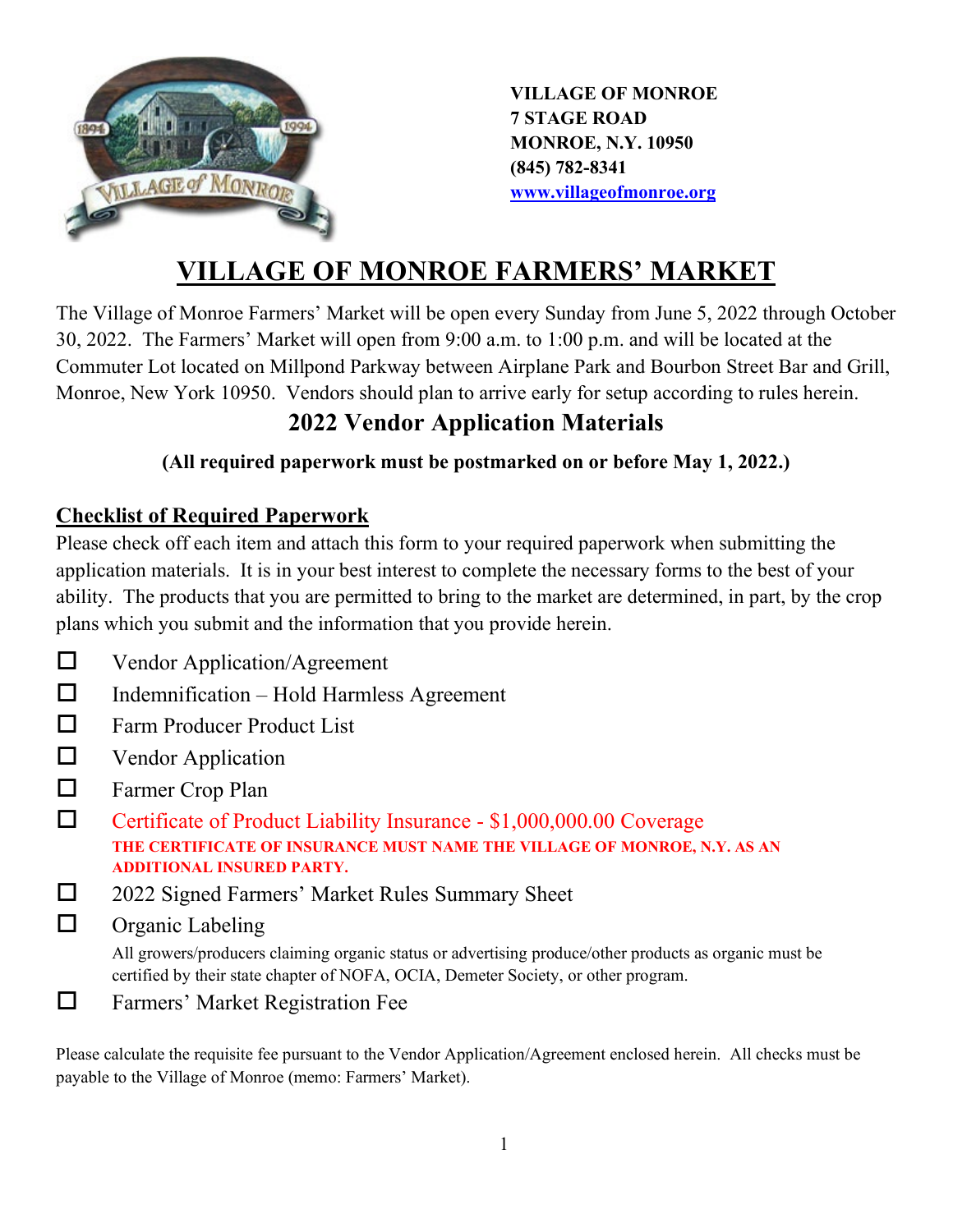VILLAGE OF MONROE
7 STAGE ROAD
MONROE, N.Y. 10950
(845) 782-8341
www.villageofmonroe.org

# VILLAGE OF MONROE FARMERS' MARKET

The Village of Monroe Farmers' Market will be open every Sunday from June 5, 2022 through October 30, 2022. The Farmers' Market will open from 9:00 a.m. to 1:00 p.m. and will be located at the Commuter Lot located on Millpond Parkway between Airplane Park and Bourbon Street Bar and Grill, Monroe, New York 10950. Vendors should plan to arrive early for setup according to rules herein.

## 2022 Vendor Application Materials

**(All required paperwork must be postmarked on or before May 1, 2022.)**

### Checklist of Required Paperwork

Please check off each item and attach this form to your required paperwork when submitting the application materials. It is in your best interest to complete the necessary forms to the best of your ability. The products that you are permitted to bring to the market are determined, in part, by the crop plans which you submit and the information that you provide herein.

- ☐ Vendor Application/Agreement
- ☐ Indemnification – Hold Harmless Agreement
- ☐ Farm Producer Product List
- ☐ Vendor Application
- ☐ Farmer Crop Plan
- ☐ Certificate of Product Liability Insurance - $1,000,000.00 Coverage
  **THE CERTIFICATE OF INSURANCE MUST NAME THE VILLAGE OF MONROE, N.Y. AS AN ADDITIONAL INSURED PARTY.**
- ☐ 2022 Signed Farmers' Market Rules Summary Sheet
- ☐ Organic Labeling
  All growers/producers claiming organic status or advertising produce/other products as organic must be certified by their state chapter of NOFA, OCIA, Demeter Society, or other program.
- ☐ Farmers' Market Registration Fee

Please calculate the requisite fee pursuant to the Vendor Application/Agreement enclosed herein. All checks must be payable to the Village of Monroe (memo: Farmers' Market).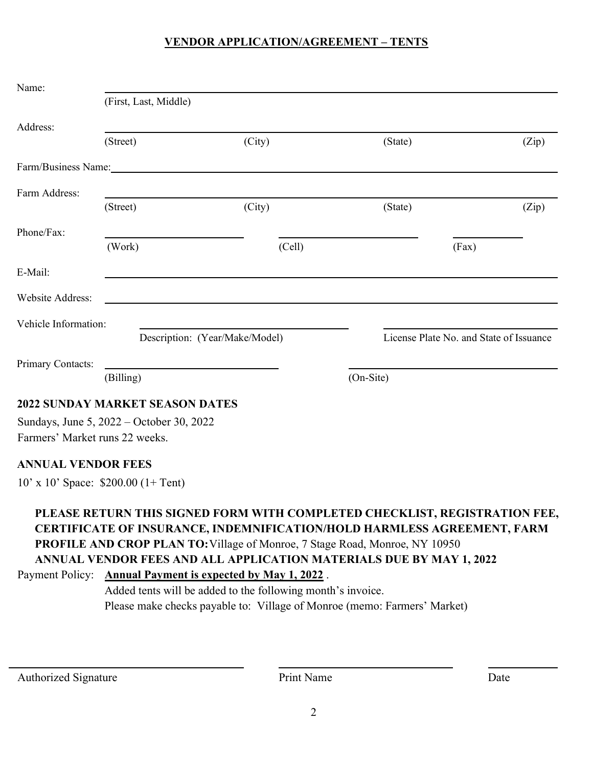## VENDOR APPLICATION/AGREEMENT – TENTS

Name: ______________________________________________
(First, Last, Middle)

Address: ______________________________________________
(Street) (City) (State) (Zip)

Farm/Business Name: ______________________________________________

Farm Address: ______________________________________________
(Street) (City) (State) (Zip)

Phone/Fax: ____________________ ____________________ ____________
(Work) (Cell) (Fax)

E-Mail: ______________________________________________

Website Address: ______________________________________________

Vehicle Information: ______________________________ ______________________________
Description: (Year/Make/Model) License Plate No. and State of Issuance

Primary Contacts: ______________________________ ______________________________
(Billing) (On-Site)

**2022 SUNDAY MARKET SEASON DATES**

Sundays, June 5, 2022 – October 30, 2022
Farmers' Market runs 22 weeks.

**ANNUAL VENDOR FEES**

10' x 10' Space: $200.00 (1+ Tent)

**PLEASE RETURN THIS SIGNED FORM WITH COMPLETED CHECKLIST, REGISTRATION FEE, CERTIFICATE OF INSURANCE, INDEMNIFICATION/HOLD HARMLESS AGREEMENT, FARM PROFILE AND CROP PLAN TO:** Village of Monroe, 7 Stage Road, Monroe, NY 10950
**ANNUAL VENDOR FEES AND ALL APPLICATION MATERIALS DUE BY MAY 1, 2022**

Payment Policy: **Annual Payment is expected by May 1, 2022** .
Added tents will be added to the following month's invoice.
Please make checks payable to: Village of Monroe (memo: Farmers' Market)

______________________________ ______________________________ ____________
Authorized Signature Print Name Date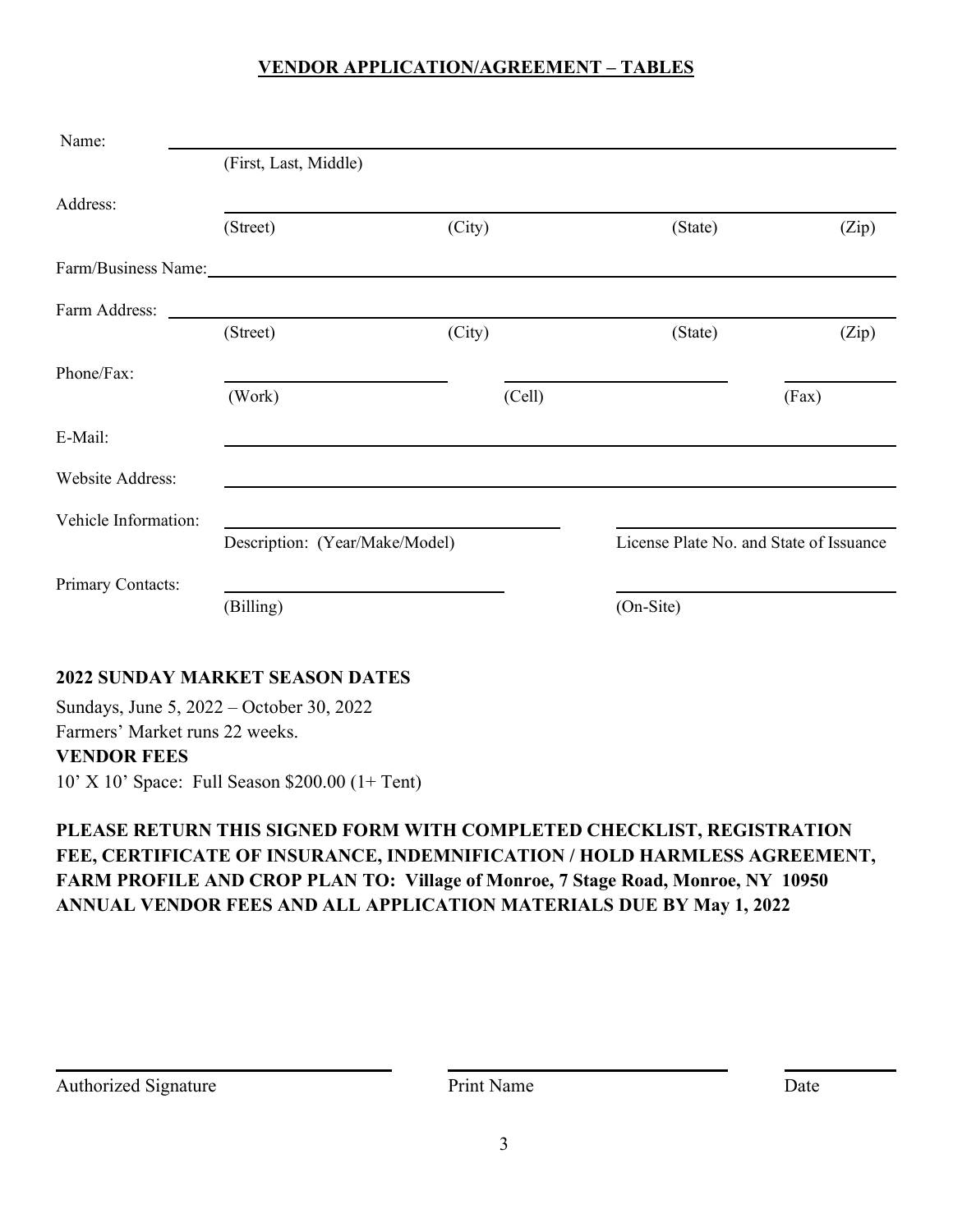## VENDOR APPLICATION/AGREEMENT – TABLES

Name: ______________________________________________
(First, Last, Middle)

Address: ______________________________________________
(Street) (City) (State) (Zip)

Farm/Business Name: ______________________________________________

Farm Address: ______________________________________________
(Street) (City) (State) (Zip)

Phone/Fax: ____________________ ____________________ __________
(Work) (Cell) (Fax)

E-Mail: ______________________________________________

Website Address: ______________________________________________

Vehicle Information: ______________________________ ______________________________
Description: (Year/Make/Model) License Plate No. and State of Issuance

Primary Contacts: ______________________________ ______________________________
(Billing) (On-Site)

**2022 SUNDAY MARKET SEASON DATES**

Sundays, June 5, 2022 – October 30, 2022
Farmers' Market runs 22 weeks.

**VENDOR FEES**

10' X 10' Space: Full Season $200.00 (1+ Tent)

**PLEASE RETURN THIS SIGNED FORM WITH COMPLETED CHECKLIST, REGISTRATION FEE, CERTIFICATE OF INSURANCE, INDEMNIFICATION / HOLD HARMLESS AGREEMENT, FARM PROFILE AND CROP PLAN TO: Village of Monroe, 7 Stage Road, Monroe, NY 10950 ANNUAL VENDOR FEES AND ALL APPLICATION MATERIALS DUE BY May 1, 2022**

______________________________ ______________________________ __________
Authorized Signature Print Name Date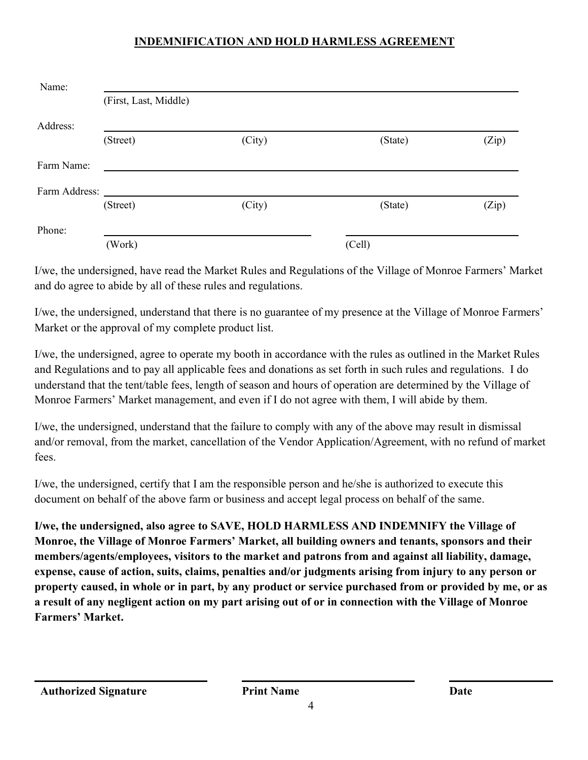## INDEMNIFICATION AND HOLD HARMLESS AGREEMENT

Name: ______________________________________________
(First, Last, Middle)

Address: ______________________________________________
(Street) (City) (State) (Zip)

Farm Name: ______________________________________________

Farm Address: ______________________________________________
(Street) (City) (State) (Zip)

Phone: ______________________ ______________________
(Work) (Cell)

I/we, the undersigned, have read the Market Rules and Regulations of the Village of Monroe Farmers' Market and do agree to abide by all of these rules and regulations.

I/we, the undersigned, understand that there is no guarantee of my presence at the Village of Monroe Farmers' Market or the approval of my complete product list.

I/we, the undersigned, agree to operate my booth in accordance with the rules as outlined in the Market Rules and Regulations and to pay all applicable fees and donations as set forth in such rules and regulations. I do understand that the tent/table fees, length of season and hours of operation are determined by the Village of Monroe Farmers' Market management, and even if I do not agree with them, I will abide by them.

I/we, the undersigned, understand that the failure to comply with any of the above may result in dismissal and/or removal, from the market, cancellation of the Vendor Application/Agreement, with no refund of market fees.

I/we, the undersigned, certify that I am the responsible person and he/she is authorized to execute this document on behalf of the above farm or business and accept legal process on behalf of the same.

**I/we, the undersigned, also agree to SAVE, HOLD HARMLESS AND INDEMNIFY the Village of Monroe, the Village of Monroe Farmers' Market, all building owners and tenants, sponsors and their members/agents/employees, visitors to the market and patrons from and against all liability, damage, expense, cause of action, suits, claims, penalties and/or judgments arising from injury to any person or property caused, in whole or in part, by any product or service purchased from or provided by me, or as a result of any negligent action on my part arising out of or in connection with the Village of Monroe Farmers' Market.**

______________________ ______________________ ______________________
**Authorized Signature** **Print Name** **Date**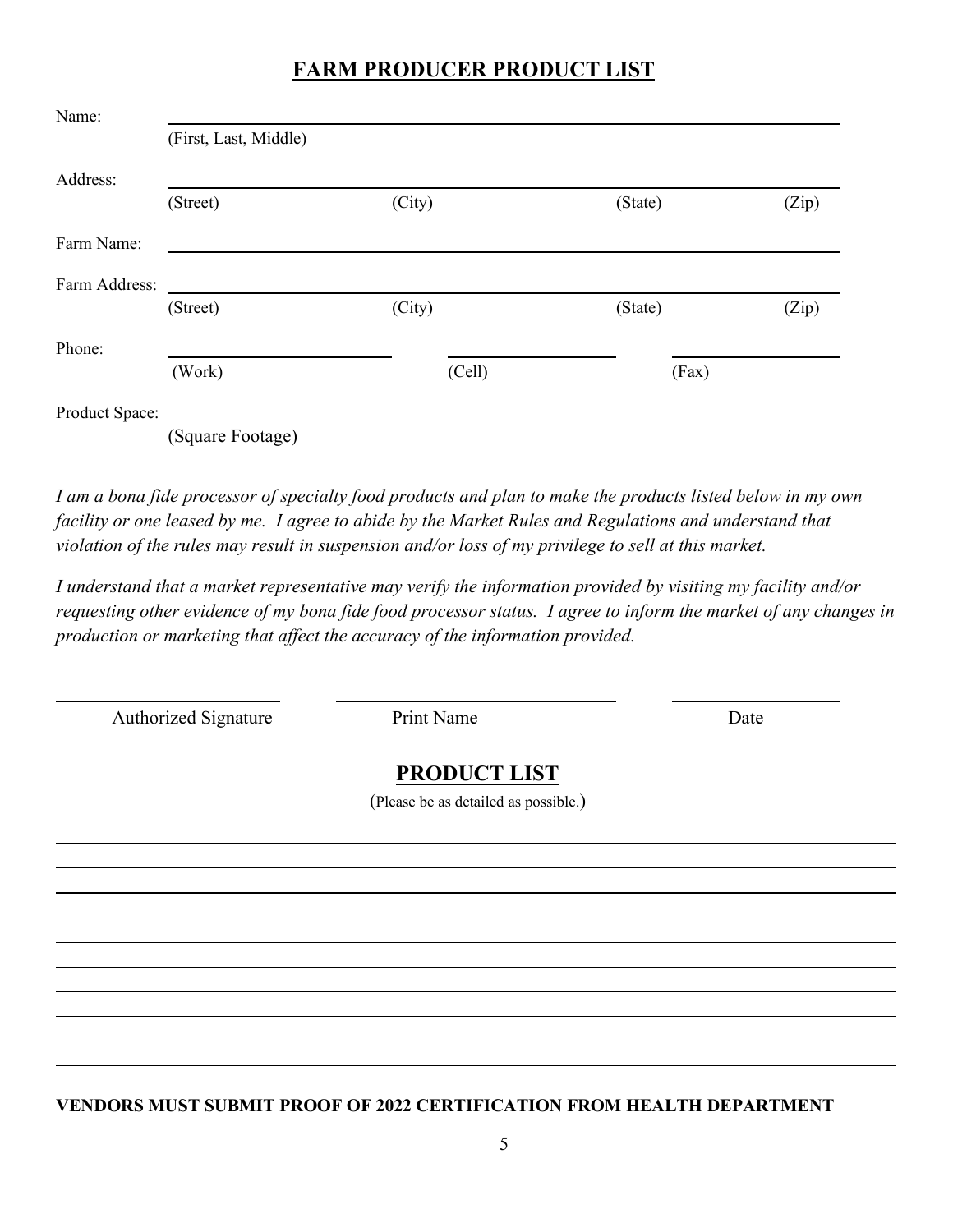# FARM PRODUCER PRODUCT LIST

Name: ______________________________________________
(First, Last, Middle)

Address: ______________________________________________
(Street) (City) (State) (Zip)

Farm Name: ______________________________________________

Farm Address: ______________________________________________
(Street) (City) (State) (Zip)

Phone: ________________ ________________ ________________
(Work) (Cell) (Fax)

Product Space: ______________________________________________
(Square Footage)

*I am a bona fide processor of specialty food products and plan to make the products listed below in my own facility or one leased by me. I agree to abide by the Market Rules and Regulations and understand that violation of the rules may result in suspension and/or loss of my privilege to sell at this market.*

*I understand that a market representative may verify the information provided by visiting my facility and/or requesting other evidence of my bona fide food processor status. I agree to inform the market of any changes in production or marketing that affect the accuracy of the information provided.*

________________ ________________ ________________
Authorized Signature Print Name Date

## PRODUCT LIST

(Please be as detailed as possible.)

______________________________________________
______________________________________________
______________________________________________
______________________________________________
______________________________________________
______________________________________________
______________________________________________
______________________________________________
______________________________________________
______________________________________________

**VENDORS MUST SUBMIT PROOF OF 2022 CERTIFICATION FROM HEALTH DEPARTMENT**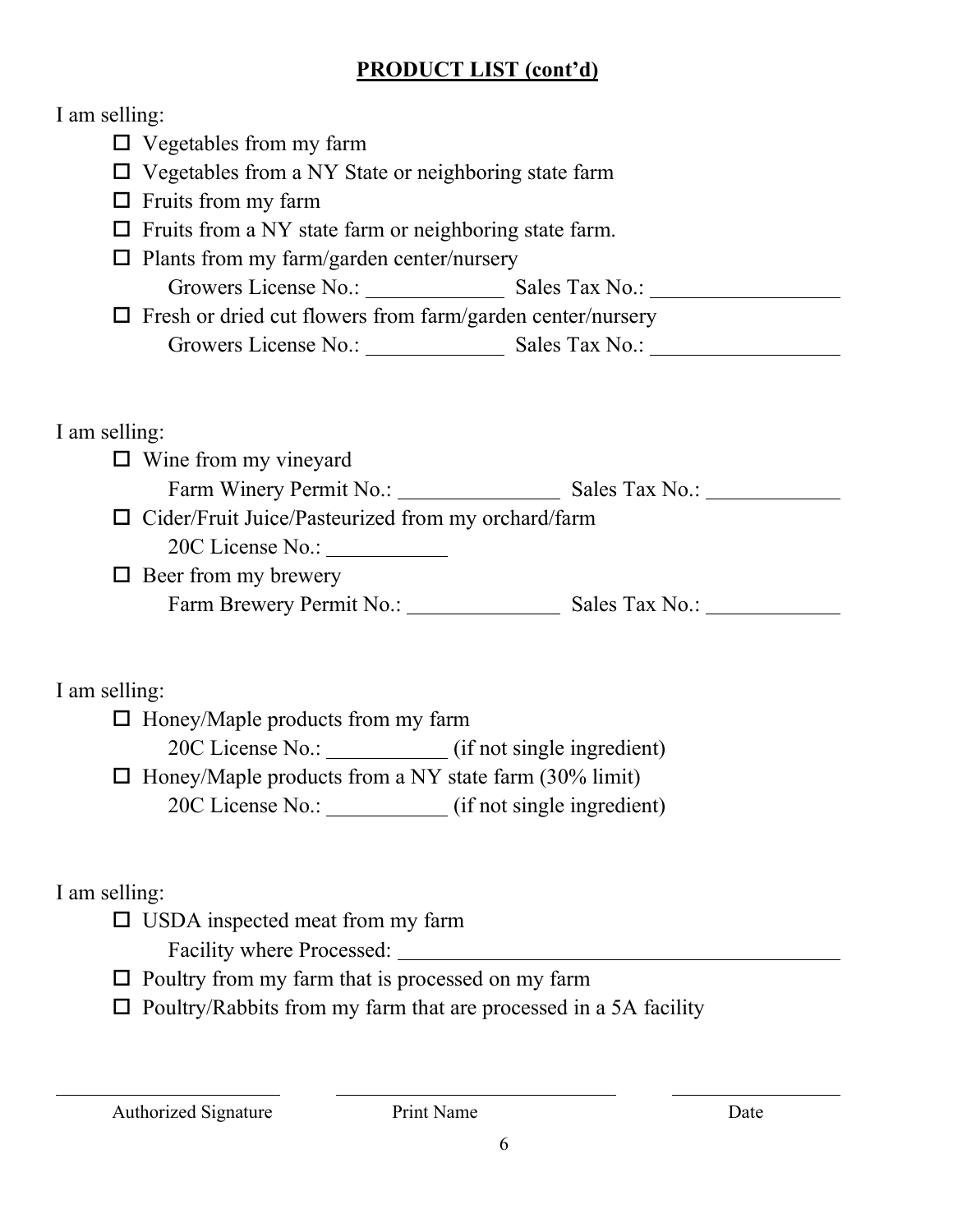## PRODUCT LIST (cont'd)

I am selling:

- ☐ Vegetables from my farm
- ☐ Vegetables from a NY State or neighboring state farm
- ☐ Fruits from my farm
- ☐ Fruits from a NY state farm or neighboring state farm.
- ☐ Plants from my farm/garden center/nursery
  Growers License No.: ____________ Sales Tax No.: ________________
- ☐ Fresh or dried cut flowers from farm/garden center/nursery
  Growers License No.: ____________ Sales Tax No.: ________________

I am selling:

- ☐ Wine from my vineyard
  Farm Winery Permit No.: ______________ Sales Tax No.: ____________
- ☐ Cider/Fruit Juice/Pasteurized from my orchard/farm
  20C License No.: __________
- ☐ Beer from my brewery
  Farm Brewery Permit No.: ______________ Sales Tax No.: ____________

I am selling:

- ☐ Honey/Maple products from my farm
  20C License No.: __________ (if not single ingredient)
- ☐ Honey/Maple products from a NY state farm (30% limit)
  20C License No.: __________ (if not single ingredient)

I am selling:

- ☐ USDA inspected meat from my farm
  Facility where Processed: ________________________________________
- ☐ Poultry from my farm that is processed on my farm
- ☐ Poultry/Rabbits from my farm that are processed in a 5A facility

_______________________ _______________________ _______________

Authorized Signature Print Name Date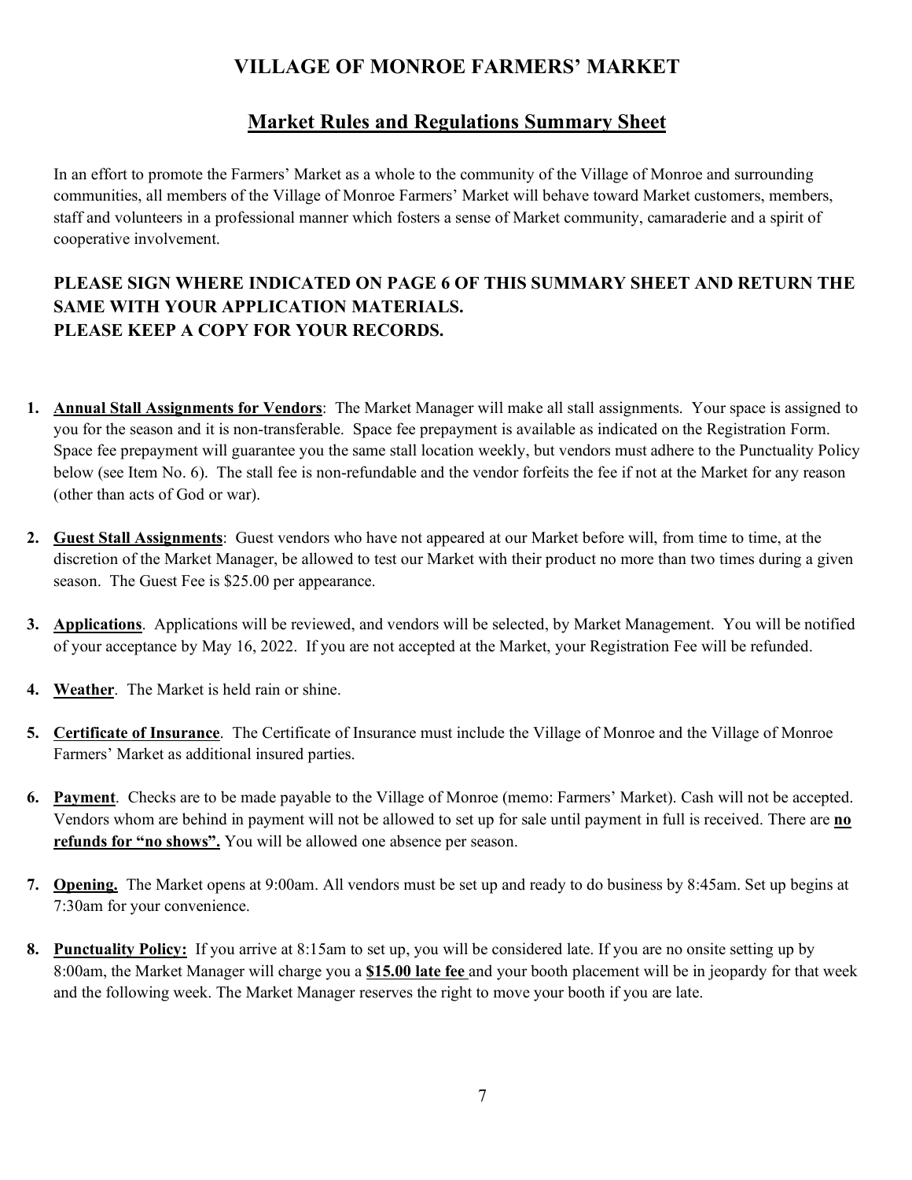# VILLAGE OF MONROE FARMERS' MARKET

## Market Rules and Regulations Summary Sheet

In an effort to promote the Farmers' Market as a whole to the community of the Village of Monroe and surrounding communities, all members of the Village of Monroe Farmers' Market will behave toward Market customers, members, staff and volunteers in a professional manner which fosters a sense of Market community, camaraderie and a spirit of cooperative involvement.

**PLEASE SIGN WHERE INDICATED ON PAGE 6 OF THIS SUMMARY SHEET AND RETURN THE SAME WITH YOUR APPLICATION MATERIALS.**
**PLEASE KEEP A COPY FOR YOUR RECORDS.**

1. **Annual Stall Assignments for Vendors**: The Market Manager will make all stall assignments. Your space is assigned to you for the season and it is non-transferable. Space fee prepayment is available as indicated on the Registration Form. Space fee prepayment will guarantee you the same stall location weekly, but vendors must adhere to the Punctuality Policy below (see Item No. 6). The stall fee is non-refundable and the vendor forfeits the fee if not at the Market for any reason (other than acts of God or war).

2. **Guest Stall Assignments**: Guest vendors who have not appeared at our Market before will, from time to time, at the discretion of the Market Manager, be allowed to test our Market with their product no more than two times during a given season. The Guest Fee is $25.00 per appearance.

3. **Applications**. Applications will be reviewed, and vendors will be selected, by Market Management. You will be notified of your acceptance by May 16, 2022. If you are not accepted at the Market, your Registration Fee will be refunded.

4. **Weather**. The Market is held rain or shine.

5. **Certificate of Insurance**. The Certificate of Insurance must include the Village of Monroe and the Village of Monroe Farmers' Market as additional insured parties.

6. **Payment**. Checks are to be made payable to the Village of Monroe (memo: Farmers' Market). Cash will not be accepted. Vendors whom are behind in payment will not be allowed to set up for sale until payment in full is received. There are **no refunds for "no shows".** You will be allowed one absence per season.

7. **Opening.** The Market opens at 9:00am. All vendors must be set up and ready to do business by 8:45am. Set up begins at 7:30am for your convenience.

8. **Punctuality Policy:** If you arrive at 8:15am to set up, you will be considered late. If you are no onsite setting up by 8:00am, the Market Manager will charge you a **$15.00 late fee** and your booth placement will be in jeopardy for that week and the following week. The Market Manager reserves the right to move your booth if you are late.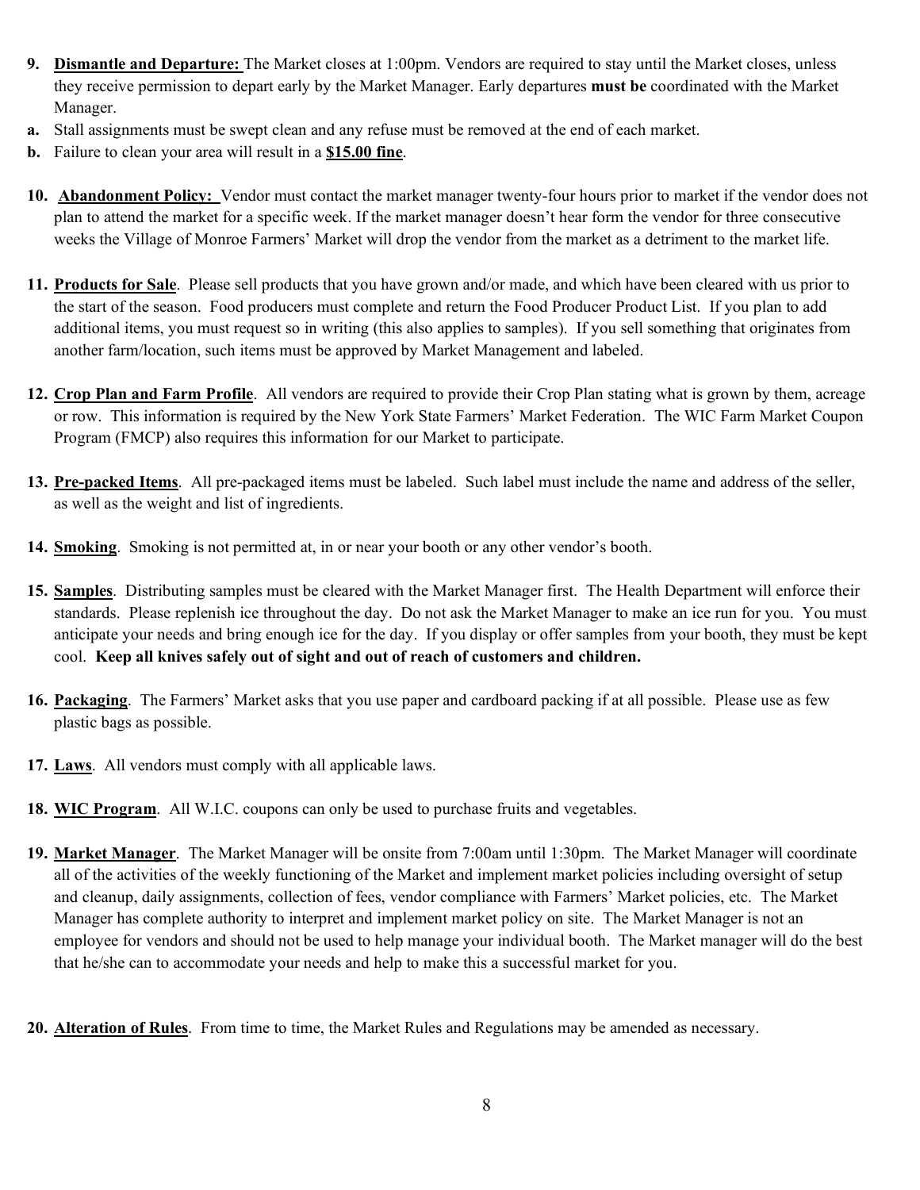9. **Dismantle and Departure:** The Market closes at 1:00pm. Vendors are required to stay until the Market closes, unless they receive permission to depart early by the Market Manager. Early departures **must be** coordinated with the Market Manager.

a. Stall assignments must be swept clean and any refuse must be removed at the end of each market.

b. Failure to clean your area will result in a **$15.00 fine**.

10. **Abandonment Policy:** Vendor must contact the market manager twenty-four hours prior to market if the vendor does not plan to attend the market for a specific week. If the market manager doesn't hear form the vendor for three consecutive weeks the Village of Monroe Farmers' Market will drop the vendor from the market as a detriment to the market life.

11. **Products for Sale**. Please sell products that you have grown and/or made, and which have been cleared with us prior to the start of the season. Food producers must complete and return the Food Producer Product List. If you plan to add additional items, you must request so in writing (this also applies to samples). If you sell something that originates from another farm/location, such items must be approved by Market Management and labeled.

12. **Crop Plan and Farm Profile**. All vendors are required to provide their Crop Plan stating what is grown by them, acreage or row. This information is required by the New York State Farmers' Market Federation. The WIC Farm Market Coupon Program (FMCP) also requires this information for our Market to participate.

13. **Pre-packed Items**. All pre-packaged items must be labeled. Such label must include the name and address of the seller, as well as the weight and list of ingredients.

14. **Smoking**. Smoking is not permitted at, in or near your booth or any other vendor's booth.

15. **Samples**. Distributing samples must be cleared with the Market Manager first. The Health Department will enforce their standards. Please replenish ice throughout the day. Do not ask the Market Manager to make an ice run for you. You must anticipate your needs and bring enough ice for the day. If you display or offer samples from your booth, they must be kept cool. **Keep all knives safely out of sight and out of reach of customers and children.**

16. **Packaging**. The Farmers' Market asks that you use paper and cardboard packing if at all possible. Please use as few plastic bags as possible.

17. **Laws**. All vendors must comply with all applicable laws.

18. **WIC Program**. All W.I.C. coupons can only be used to purchase fruits and vegetables.

19. **Market Manager**. The Market Manager will be onsite from 7:00am until 1:30pm. The Market Manager will coordinate all of the activities of the weekly functioning of the Market and implement market policies including oversight of setup and cleanup, daily assignments, collection of fees, vendor compliance with Farmers' Market policies, etc. The Market Manager has complete authority to interpret and implement market policy on site. The Market Manager is not an employee for vendors and should not be used to help manage your individual booth. The Market manager will do the best that he/she can to accommodate your needs and help to make this a successful market for you.

20. **Alteration of Rules**. From time to time, the Market Rules and Regulations may be amended as necessary.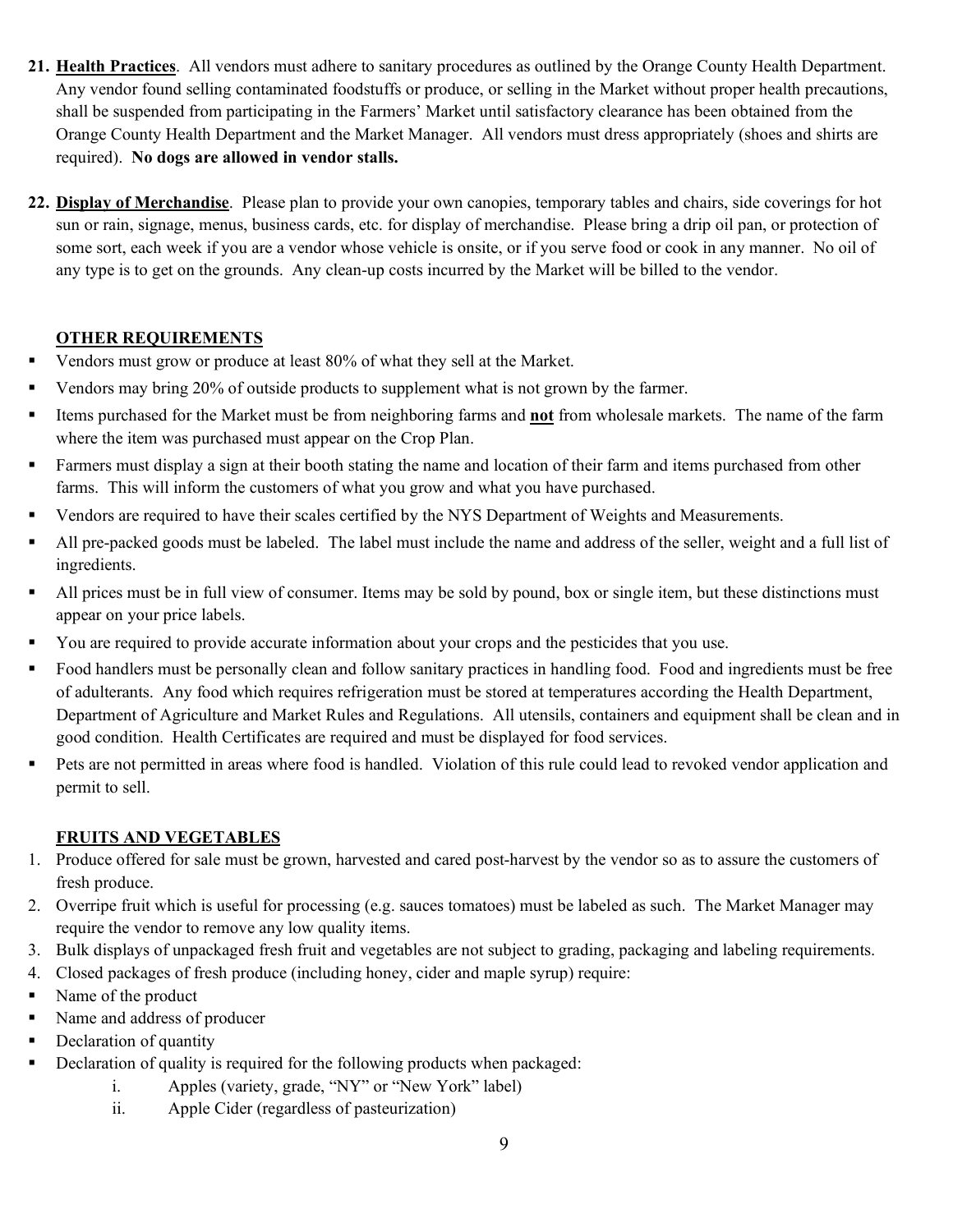21. **Health Practices**. All vendors must adhere to sanitary procedures as outlined by the Orange County Health Department. Any vendor found selling contaminated foodstuffs or produce, or selling in the Market without proper health precautions, shall be suspended from participating in the Farmers' Market until satisfactory clearance has been obtained from the Orange County Health Department and the Market Manager. All vendors must dress appropriately (shoes and shirts are required). **No dogs are allowed in vendor stalls.**

22. **Display of Merchandise**. Please plan to provide your own canopies, temporary tables and chairs, side coverings for hot sun or rain, signage, menus, business cards, etc. for display of merchandise. Please bring a drip oil pan, or protection of some sort, each week if you are a vendor whose vehicle is onsite, or if you serve food or cook in any manner. No oil of any type is to get on the grounds. Any clean-up costs incurred by the Market will be billed to the vendor.

## OTHER REQUIREMENTS

- Vendors must grow or produce at least 80% of what they sell at the Market.
- Vendors may bring 20% of outside products to supplement what is not grown by the farmer.
- Items purchased for the Market must be from neighboring farms and **not** from wholesale markets. The name of the farm where the item was purchased must appear on the Crop Plan.
- Farmers must display a sign at their booth stating the name and location of their farm and items purchased from other farms. This will inform the customers of what you grow and what you have purchased.
- Vendors are required to have their scales certified by the NYS Department of Weights and Measurements.
- All pre-packed goods must be labeled. The label must include the name and address of the seller, weight and a full list of ingredients.
- All prices must be in full view of consumer. Items may be sold by pound, box or single item, but these distinctions must appear on your price labels.
- You are required to provide accurate information about your crops and the pesticides that you use.
- Food handlers must be personally clean and follow sanitary practices in handling food. Food and ingredients must be free of adulterants. Any food which requires refrigeration must be stored at temperatures according the Health Department, Department of Agriculture and Market Rules and Regulations. All utensils, containers and equipment shall be clean and in good condition. Health Certificates are required and must be displayed for food services.
- Pets are not permitted in areas where food is handled. Violation of this rule could lead to revoked vendor application and permit to sell.

## FRUITS AND VEGETABLES

1. Produce offered for sale must be grown, harvested and cared post-harvest by the vendor so as to assure the customers of fresh produce.
2. Overripe fruit which is useful for processing (e.g. sauces tomatoes) must be labeled as such. The Market Manager may require the vendor to remove any low quality items.
3. Bulk displays of unpackaged fresh fruit and vegetables are not subject to grading, packaging and labeling requirements.
4. Closed packages of fresh produce (including honey, cider and maple syrup) require:

- Name of the product
- Name and address of producer
- Declaration of quantity
- Declaration of quality is required for the following products when packaged:
  - i. Apples (variety, grade, "NY" or "New York" label)
  - ii. Apple Cider (regardless of pasteurization)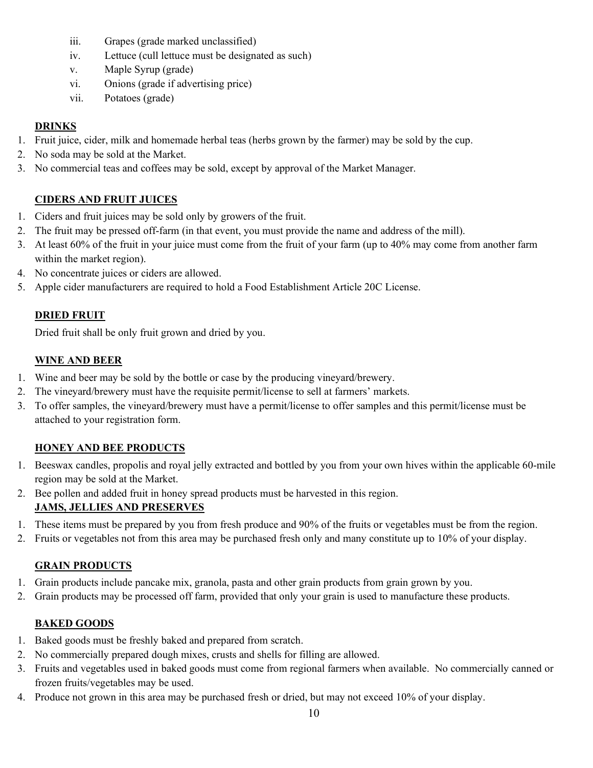iii. Grapes (grade marked unclassified)
    iv. Lettuce (cull lettuce must be designated as such)
    v. Maple Syrup (grade)
    vi. Onions (grade if advertising price)
    vii. Potatoes (grade)

**DRINKS**

1. Fruit juice, cider, milk and homemade herbal teas (herbs grown by the farmer) may be sold by the cup.
2. No soda may be sold at the Market.
3. No commercial teas and coffees may be sold, except by approval of the Market Manager.

**CIDERS AND FRUIT JUICES**

1. Ciders and fruit juices may be sold only by growers of the fruit.
2. The fruit may be pressed off-farm (in that event, you must provide the name and address of the mill).
3. At least 60% of the fruit in your juice must come from the fruit of your farm (up to 40% may come from another farm within the market region).
4. No concentrate juices or ciders are allowed.
5. Apple cider manufacturers are required to hold a Food Establishment Article 20C License.

**DRIED FRUIT**

Dried fruit shall be only fruit grown and dried by you.

**WINE AND BEER**

1. Wine and beer may be sold by the bottle or case by the producing vineyard/brewery.
2. The vineyard/brewery must have the requisite permit/license to sell at farmers' markets.
3. To offer samples, the vineyard/brewery must have a permit/license to offer samples and this permit/license must be attached to your registration form.

**HONEY AND BEE PRODUCTS**

1. Beeswax candles, propolis and royal jelly extracted and bottled by you from your own hives within the applicable 60-mile region may be sold at the Market.
2. Bee pollen and added fruit in honey spread products must be harvested in this region.

**JAMS, JELLIES AND PRESERVES**

1. These items must be prepared by you from fresh produce and 90% of the fruits or vegetables must be from the region.
2. Fruits or vegetables not from this area may be purchased fresh only and many constitute up to 10% of your display.

**GRAIN PRODUCTS**

1. Grain products include pancake mix, granola, pasta and other grain products from grain grown by you.
2. Grain products may be processed off farm, provided that only your grain is used to manufacture these products.

**BAKED GOODS**

1. Baked goods must be freshly baked and prepared from scratch.
2. No commercially prepared dough mixes, crusts and shells for filling are allowed.
3. Fruits and vegetables used in baked goods must come from regional farmers when available. No commercially canned or frozen fruits/vegetables may be used.
4. Produce not grown in this area may be purchased fresh or dried, but may not exceed 10% of your display.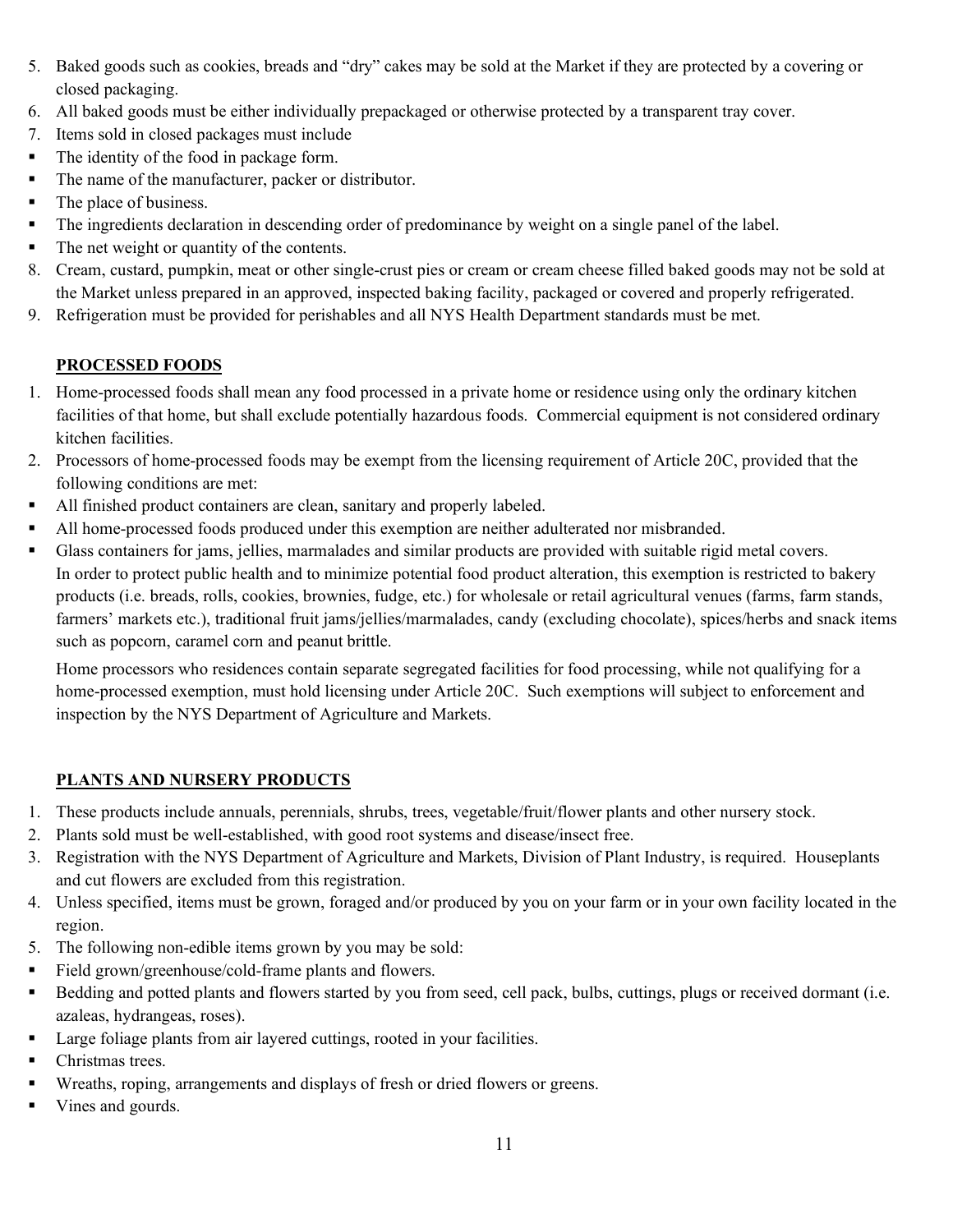5. Baked goods such as cookies, breads and "dry" cakes may be sold at the Market if they are protected by a covering or closed packaging.
6. All baked goods must be either individually prepackaged or otherwise protected by a transparent tray cover.
7. Items sold in closed packages must include
   - The identity of the food in package form.
   - The name of the manufacturer, packer or distributor.
   - The place of business.
   - The ingredients declaration in descending order of predominance by weight on a single panel of the label.
   - The net weight or quantity of the contents.
8. Cream, custard, pumpkin, meat or other single-crust pies or cream or cream cheese filled baked goods may not be sold at the Market unless prepared in an approved, inspected baking facility, packaged or covered and properly refrigerated.
9. Refrigeration must be provided for perishables and all NYS Health Department standards must be met.

## PROCESSED FOODS

1. Home-processed foods shall mean any food processed in a private home or residence using only the ordinary kitchen facilities of that home, but shall exclude potentially hazardous foods. Commercial equipment is not considered ordinary kitchen facilities.
2. Processors of home-processed foods may be exempt from the licensing requirement of Article 20C, provided that the following conditions are met:
   - All finished product containers are clean, sanitary and properly labeled.
   - All home-processed foods produced under this exemption are neither adulterated nor misbranded.
   - Glass containers for jams, jellies, marmalades and similar products are provided with suitable rigid metal covers.

   In order to protect public health and to minimize potential food product alteration, this exemption is restricted to bakery products (i.e. breads, rolls, cookies, brownies, fudge, etc.) for wholesale or retail agricultural venues (farms, farm stands, farmers' markets etc.), traditional fruit jams/jellies/marmalades, candy (excluding chocolate), spices/herbs and snack items such as popcorn, caramel corn and peanut brittle.

   Home processors who residences contain separate segregated facilities for food processing, while not qualifying for a home-processed exemption, must hold licensing under Article 20C. Such exemptions will subject to enforcement and inspection by the NYS Department of Agriculture and Markets.

## PLANTS AND NURSERY PRODUCTS

1. These products include annuals, perennials, shrubs, trees, vegetable/fruit/flower plants and other nursery stock.
2. Plants sold must be well-established, with good root systems and disease/insect free.
3. Registration with the NYS Department of Agriculture and Markets, Division of Plant Industry, is required. Houseplants and cut flowers are excluded from this registration.
4. Unless specified, items must be grown, foraged and/or produced by you on your farm or in your own facility located in the region.
5. The following non-edible items grown by you may be sold:
   - Field grown/greenhouse/cold-frame plants and flowers.
   - Bedding and potted plants and flowers started by you from seed, cell pack, bulbs, cuttings, plugs or received dormant (i.e. azaleas, hydrangeas, roses).
   - Large foliage plants from air layered cuttings, rooted in your facilities.
   - Christmas trees.
   - Wreaths, roping, arrangements and displays of fresh or dried flowers or greens.
   - Vines and gourds.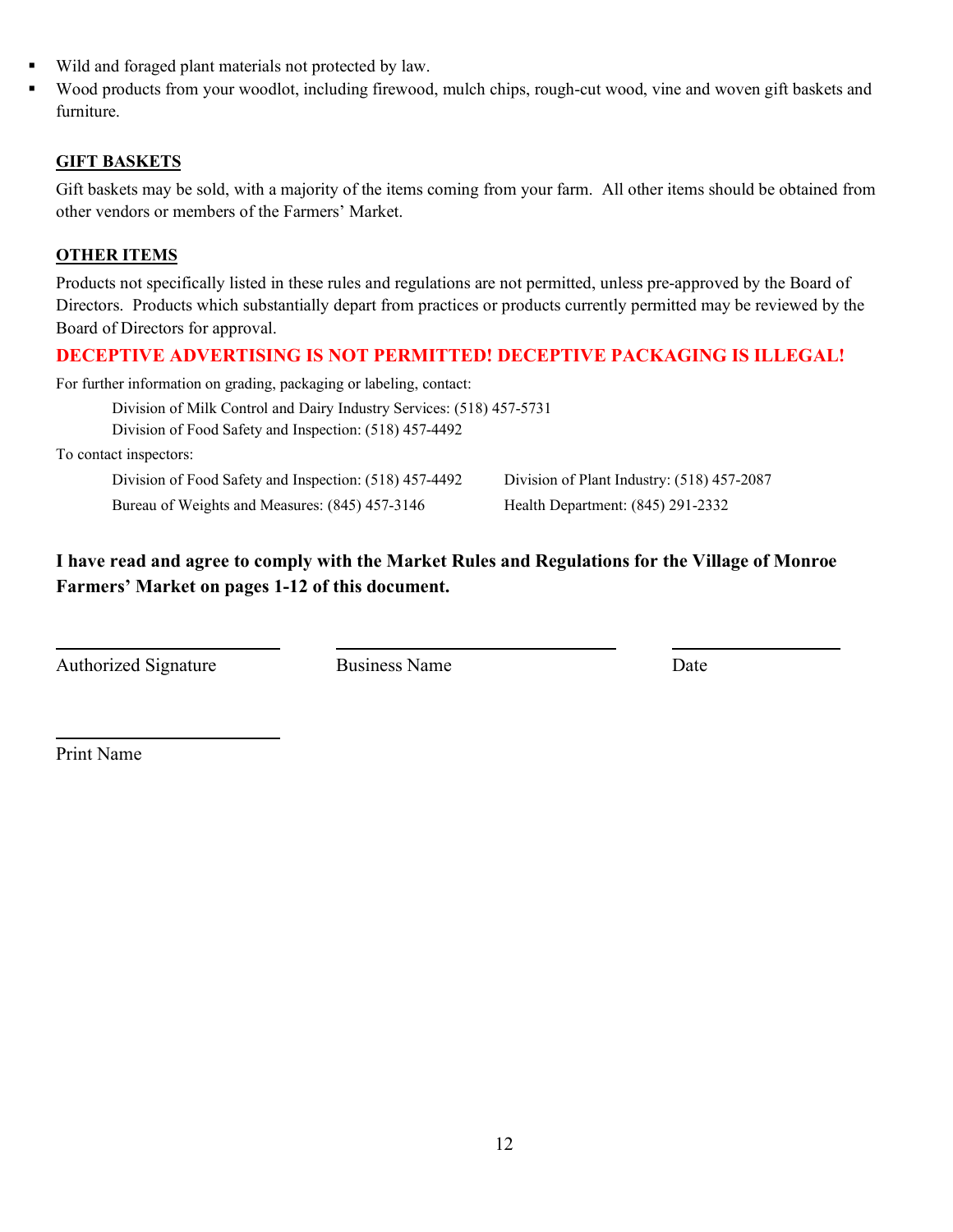- Wild and foraged plant materials not protected by law.
- Wood products from your woodlot, including firewood, mulch chips, rough-cut wood, vine and woven gift baskets and furniture.

## GIFT BASKETS

Gift baskets may be sold, with a majority of the items coming from your farm. All other items should be obtained from other vendors or members of the Farmers' Market.

## OTHER ITEMS

Products not specifically listed in these rules and regulations are not permitted, unless pre-approved by the Board of Directors. Products which substantially depart from practices or products currently permitted may be reviewed by the Board of Directors for approval.

**DECEPTIVE ADVERTISING IS NOT PERMITTED! DECEPTIVE PACKAGING IS ILLEGAL!**

For further information on grading, packaging or labeling, contact:

Division of Milk Control and Dairy Industry Services: (518) 457-5731
Division of Food Safety and Inspection: (518) 457-4492

To contact inspectors:

Division of Food Safety and Inspection: (518) 457-4492
Division of Plant Industry: (518) 457-2087
Bureau of Weights and Measures: (845) 457-3146
Health Department: (845) 291-2332

**I have read and agree to comply with the Market Rules and Regulations for the Village of Monroe Farmers' Market on pages 1-12 of this document.**

Authorized Signature: ______________________

Business Name: ______________________

Date: ______________________

Print Name: ______________________